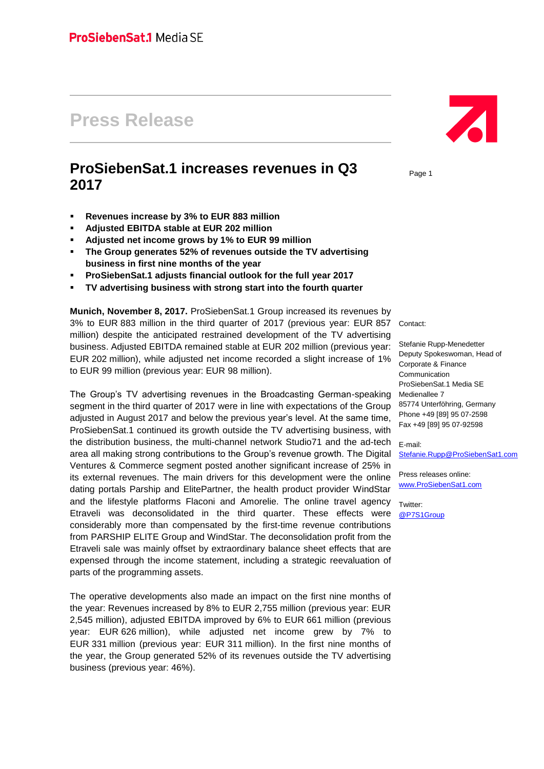ProSiebenSat.1 Media SE

# Press Release

## ProSiebenSat.1 increases revenues in Q3 2017

- **Revenues increase by 3% to EUR 883 million**
- **Adjusted EBITDA stable at EUR 202 million**
- **Adjusted net income grows by 1% to EUR 99 million**
- **The Group generates 52% of revenues outside the TV advertising business in first nine months of the year**
- **ProSiebenSat.1 adjusts financial outlook for the full year 2017**
- **TV advertising business with strong start into the fourth quarter**

**Munich, November 8, 2017.** ProSiebenSat.1 Group increased its revenues by 3% to EUR 883 million in the third quarter of 2017 (previous year: EUR 857 million) despite the anticipated restrained development of the TV advertising business. Adjusted EBITDA remained stable at EUR 202 million (previous year: EUR 202 million), while adjusted net income recorded a slight increase of 1% to EUR 99 million (previous year: EUR 98 million).

The Group's TV advertising revenues in the Broadcasting German-speaking segment in the third quarter of 2017 were in line with expectations of the Group adjusted in August 2017 and below the previous year's level. At the same time, ProSiebenSat.1 continued its growth outside the TV advertising business, with the distribution business, the multi-channel network Studio71 and the ad-tech area all making strong contributions to the Group's revenue growth. The Digital Ventures & Commerce segment posted another significant increase of 25% in its external revenues. The main drivers for this development were the online dating portals Parship and ElitePartner, the health product provider WindStar and the lifestyle platforms Flaconi and Amorelie. The online travel agency Etraveli was deconsolidated in the third quarter. These effects were considerably more than compensated by the first-time revenue contributions from PARSHIP ELITE Group and WindStar. The deconsolidation profit from the Etraveli sale was mainly offset by extraordinary balance sheet effects that are expensed through the income statement, including a strategic reevaluation of parts of the programming assets.

The operative developments also made an impact on the first nine months of the year: Revenues increased by 8% to EUR 2,755 million (previous year: EUR 2,545 million), adjusted EBITDA improved by 6% to EUR 661 million (previous year: EUR 626 million), while adjusted net income grew by 7% to EUR 331 million (previous year: EUR 311 million). In the first nine months of the year, the Group generated 52% of its revenues outside the TV advertising business (previous year: 46%).

Contact:

Stefanie Rupp-Menedetter
Deputy Spokeswoman, Head of Corporate & Finance Communication
ProSiebenSat.1 Media SE
Medienallee 7
85774 Unterföhring, Germany
Phone +49 [89] 95 07-2598
Fax +49 [89] 95 07-92598

E-mail:
Stefanie.Rupp@ProSiebenSat1.com

Press releases online:
www.ProSiebenSat1.com

Twitter:
@P7S1Group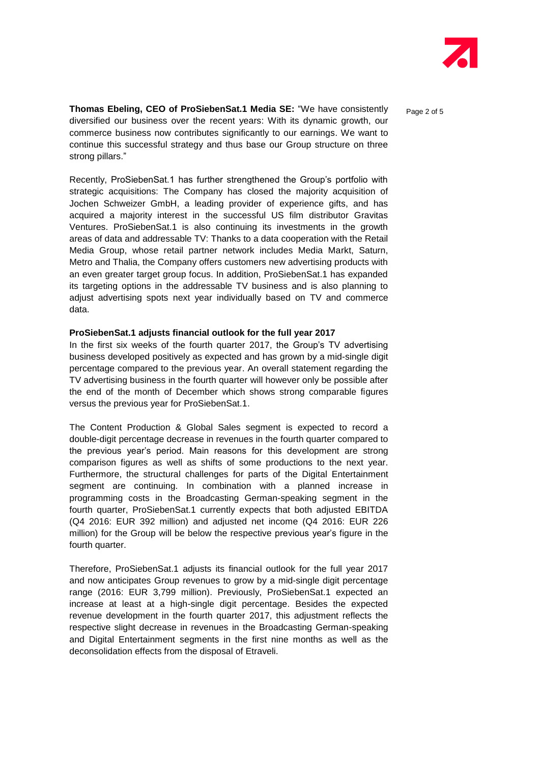**Thomas Ebeling, CEO of ProSiebenSat.1 Media SE:** "We have consistently diversified our business over the recent years: With its dynamic growth, our commerce business now contributes significantly to our earnings. We want to continue this successful strategy and thus base our Group structure on three strong pillars."

Recently, ProSiebenSat.1 has further strengthened the Group's portfolio with strategic acquisitions: The Company has closed the majority acquisition of Jochen Schweizer GmbH, a leading provider of experience gifts, and has acquired a majority interest in the successful US film distributor Gravitas Ventures. ProSiebenSat.1 is also continuing its investments in the growth areas of data and addressable TV: Thanks to a data cooperation with the Retail Media Group, whose retail partner network includes Media Markt, Saturn, Metro and Thalia, the Company offers customers new advertising products with an even greater target group focus. In addition, ProSiebenSat.1 has expanded its targeting options in the addressable TV business and is also planning to adjust advertising spots next year individually based on TV and commerce data.

**ProSiebenSat.1 adjusts financial outlook for the full year 2017**

In the first six weeks of the fourth quarter 2017, the Group's TV advertising business developed positively as expected and has grown by a mid-single digit percentage compared to the previous year. An overall statement regarding the TV advertising business in the fourth quarter will however only be possible after the end of the month of December which shows strong comparable figures versus the previous year for ProSiebenSat.1.

The Content Production & Global Sales segment is expected to record a double-digit percentage decrease in revenues in the fourth quarter compared to the previous year's period. Main reasons for this development are strong comparison figures as well as shifts of some productions to the next year. Furthermore, the structural challenges for parts of the Digital Entertainment segment are continuing. In combination with a planned increase in programming costs in the Broadcasting German-speaking segment in the fourth quarter, ProSiebenSat.1 currently expects that both adjusted EBITDA (Q4 2016: EUR 392 million) and adjusted net income (Q4 2016: EUR 226 million) for the Group will be below the respective previous year's figure in the fourth quarter.

Therefore, ProSiebenSat.1 adjusts its financial outlook for the full year 2017 and now anticipates Group revenues to grow by a mid-single digit percentage range (2016: EUR 3,799 million). Previously, ProSiebenSat.1 expected an increase at least at a high-single digit percentage. Besides the expected revenue development in the fourth quarter 2017, this adjustment reflects the respective slight decrease in revenues in the Broadcasting German-speaking and Digital Entertainment segments in the first nine months as well as the deconsolidation effects from the disposal of Etraveli.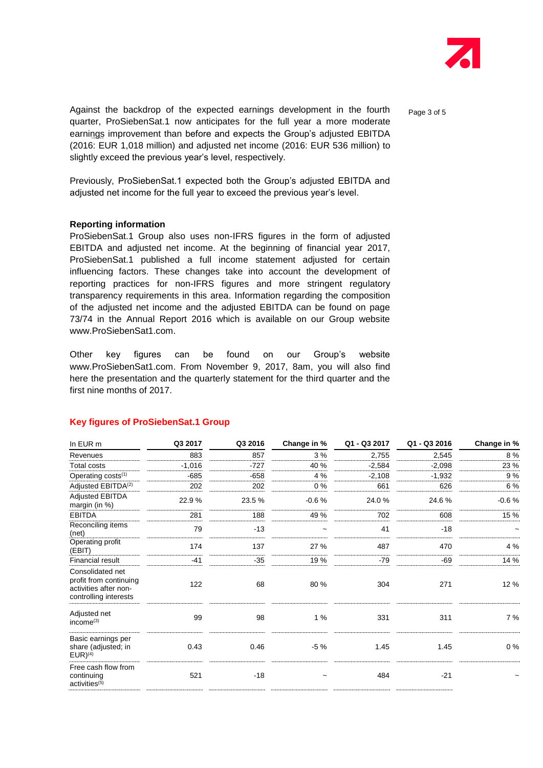Against the backdrop of the expected earnings development in the fourth quarter, ProSiebenSat.1 now anticipates for the full year a more moderate earnings improvement than before and expects the Group's adjusted EBITDA (2016: EUR 1,018 million) and adjusted net income (2016: EUR 536 million) to slightly exceed the previous year's level, respectively.

Previously, ProSiebenSat.1 expected both the Group's adjusted EBITDA and adjusted net income for the full year to exceed the previous year's level.

**Reporting information**

ProSiebenSat.1 Group also uses non-IFRS figures in the form of adjusted EBITDA and adjusted net income. At the beginning of financial year 2017, ProSiebenSat.1 published a full income statement adjusted for certain influencing factors. These changes take into account the development of reporting practices for non-IFRS figures and more stringent regulatory transparency requirements in this area. Information regarding the composition of the adjusted net income and the adjusted EBITDA can be found on page 73/74 in the Annual Report 2016 which is available on our Group website www.ProSiebenSat1.com.

Other key figures can be found on our Group's website www.ProSiebenSat1.com. From November 9, 2017, 8am, you will also find here the presentation and the quarterly statement for the third quarter and the first nine months of 2017.

## Key figures of ProSiebenSat.1 Group

| In EUR m | Q3 2017 | Q3 2016 | Change in % | Q1 - Q3 2017 | Q1 - Q3 2016 | Change in % |
|---|---|---|---|---|---|---|
| Revenues | 883 | 857 | 3 % | 2,755 | 2,545 | 8 % |
| Total costs | -1,016 | -727 | 40 % | -2,584 | -2,098 | 23 % |
| Operating costs[1] | -685 | -658 | 4 % | -2,108 | -1,932 | 9 % |
| Adjusted EBITDA[2] | 202 | 202 | 0 % | 661 | 626 | 6 % |
| Adjusted EBITDA margin (in %) | 22.9 % | 23.5 % | -0.6 % | 24.0 % | 24.6 % | -0.6 % |
| EBITDA | 281 | 188 | 49 % | 702 | 608 | 15 % |
| Reconciling items (net) | 79 | -13 | ~ | 41 | -18 | ~ |
| Operating profit (EBIT) | 174 | 137 | 27 % | 487 | 470 | 4 % |
| Financial result | -41 | -35 | 19 % | -79 | -69 | 14 % |
| Consolidated net profit from continuing activities after non-controlling interests | 122 | 68 | 80 % | 304 | 271 | 12 % |
| Adjusted net income[3] | 99 | 98 | 1 % | 331 | 311 | 7 % |
| Basic earnings per share (adjusted; in EUR)[4] | 0.43 | 0.46 | -5 % | 1.45 | 1.45 | 0 % |
| Free cash flow from continuing activities[5] | 521 | -18 | ~ | 484 | -21 | ~ |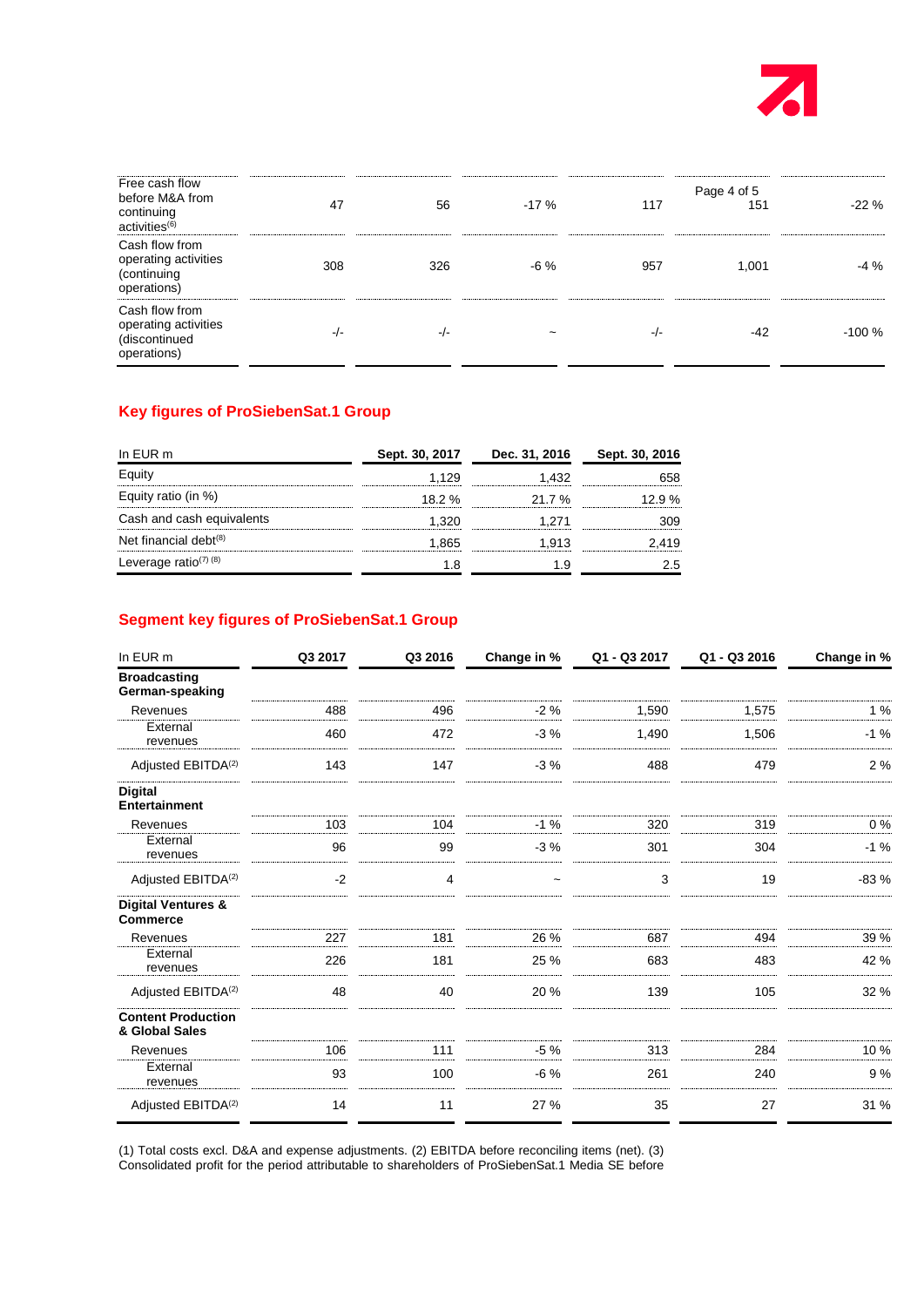| | | | | | | |
|---|---|---|---|---|---|---|
| Free cash flow before M&A from continuing activities[6] | 47 | 56 | -17 % | 117 | 151 | -22 % |
| Cash flow from operating activities (continuing operations) | 308 | 326 | -6 % | 957 | 1,001 | -4 % |
| Cash flow from operating activities (discontinued operations) | -/- | -/- | ~ | -/- | -42 | -100 % |

## Key figures of ProSiebenSat.1 Group

| In EUR m | Sept. 30, 2017 | Dec. 31, 2016 | Sept. 30, 2016 |
|---|---|---|---|
| Equity | 1,129 | 1,432 | 658 |
| Equity ratio (in %) | 18.2 % | 21.7 % | 12.9 % |
| Cash and cash equivalents | 1,320 | 1,271 | 309 |
| Net financial debt[8] | 1,865 | 1,913 | 2,419 |
| Leverage ratio[7] [8] | 1.8 | 1.9 | 2.5 |

## Segment key figures of ProSiebenSat.1 Group

| In EUR m | Q3 2017 | Q3 2016 | Change in % | Q1 - Q3 2017 | Q1 - Q3 2016 | Change in % |
|---|---|---|---|---|---|---|
| **Broadcasting German-speaking** | | | | | | |
| Revenues | 488 | 496 | -2 % | 1,590 | 1,575 | 1 % |
| External revenues | 460 | 472 | -3 % | 1,490 | 1,506 | -1 % |
| Adjusted EBITDA[2] | 143 | 147 | -3 % | 488 | 479 | 2 % |
| **Digital Entertainment** | | | | | | |
| Revenues | 103 | 104 | -1 % | 320 | 319 | 0 % |
| External revenues | 96 | 99 | -3 % | 301 | 304 | -1 % |
| Adjusted EBITDA[2] | -2 | 4 | ~ | 3 | 19 | -83 % |
| **Digital Ventures & Commerce** | | | | | | |
| Revenues | 227 | 181 | 26 % | 687 | 494 | 39 % |
| External revenues | 226 | 181 | 25 % | 683 | 483 | 42 % |
| Adjusted EBITDA[2] | 48 | 40 | 20 % | 139 | 105 | 32 % |
| **Content Production & Global Sales** | | | | | | |
| Revenues | 106 | 111 | -5 % | 313 | 284 | 10 % |
| External revenues | 93 | 100 | -6 % | 261 | 240 | 9 % |
| Adjusted EBITDA[2] | 14 | 11 | 27 % | 35 | 27 | 31 % |

(1) Total costs excl. D&A and expense adjustments. (2) EBITDA before reconciling items (net). (3) Consolidated profit for the period attributable to shareholders of ProSiebenSat.1 Media SE before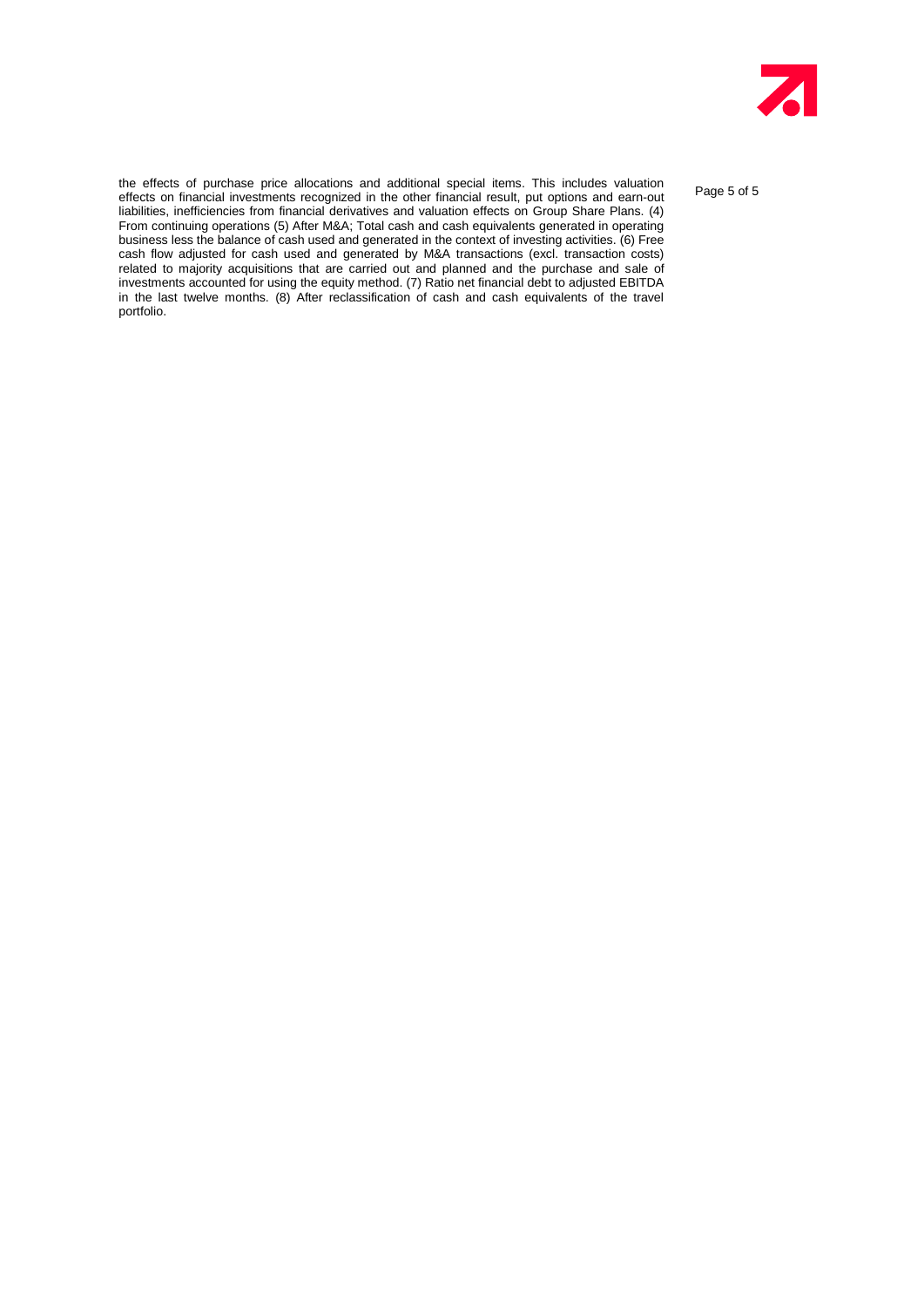the effects of purchase price allocations and additional special items. This includes valuation effects on financial investments recognized in the other financial result, put options and earn-out liabilities, inefficiencies from financial derivatives and valuation effects on Group Share Plans. (4) From continuing operations (5) After M&A; Total cash and cash equivalents generated in operating business less the balance of cash used and generated in the context of investing activities. (6) Free cash flow adjusted for cash used and generated by M&A transactions (excl. transaction costs) related to majority acquisitions that are carried out and planned and the purchase and sale of investments accounted for using the equity method. (7) Ratio net financial debt to adjusted EBITDA in the last twelve months. (8) After reclassification of cash and cash equivalents of the travel portfolio.